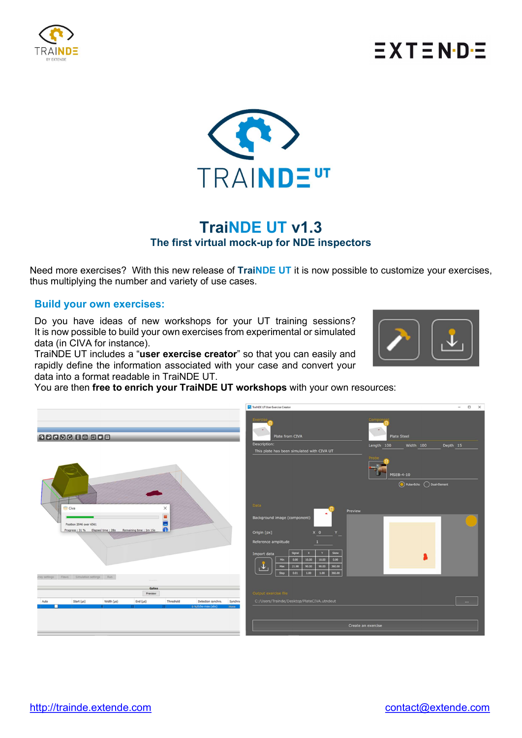# TraiNDE UT v1.3

## The first virtual mock-up for NDE inspectors

Need more exercises? With this new release of **TraiNDE UT** it is now possible to customize your exercises, thus multiplying the number and variety of use cases.

### Build your own exercises:

Do you have ideas of new workshops for your UT training sessions? It is now possible to build your own exercises from experimental or simulated data (in CIVA for instance).

TraiNDE UT includes a "**user exercise creator**" so that you can easily and rapidly define the information associated with your case and convert your data into a format readable in TraiNDE UT.

You are then **free to enrich your TraiNDE UT workshops** with your own resources:

http://trainde.extende.com

contact@extende.com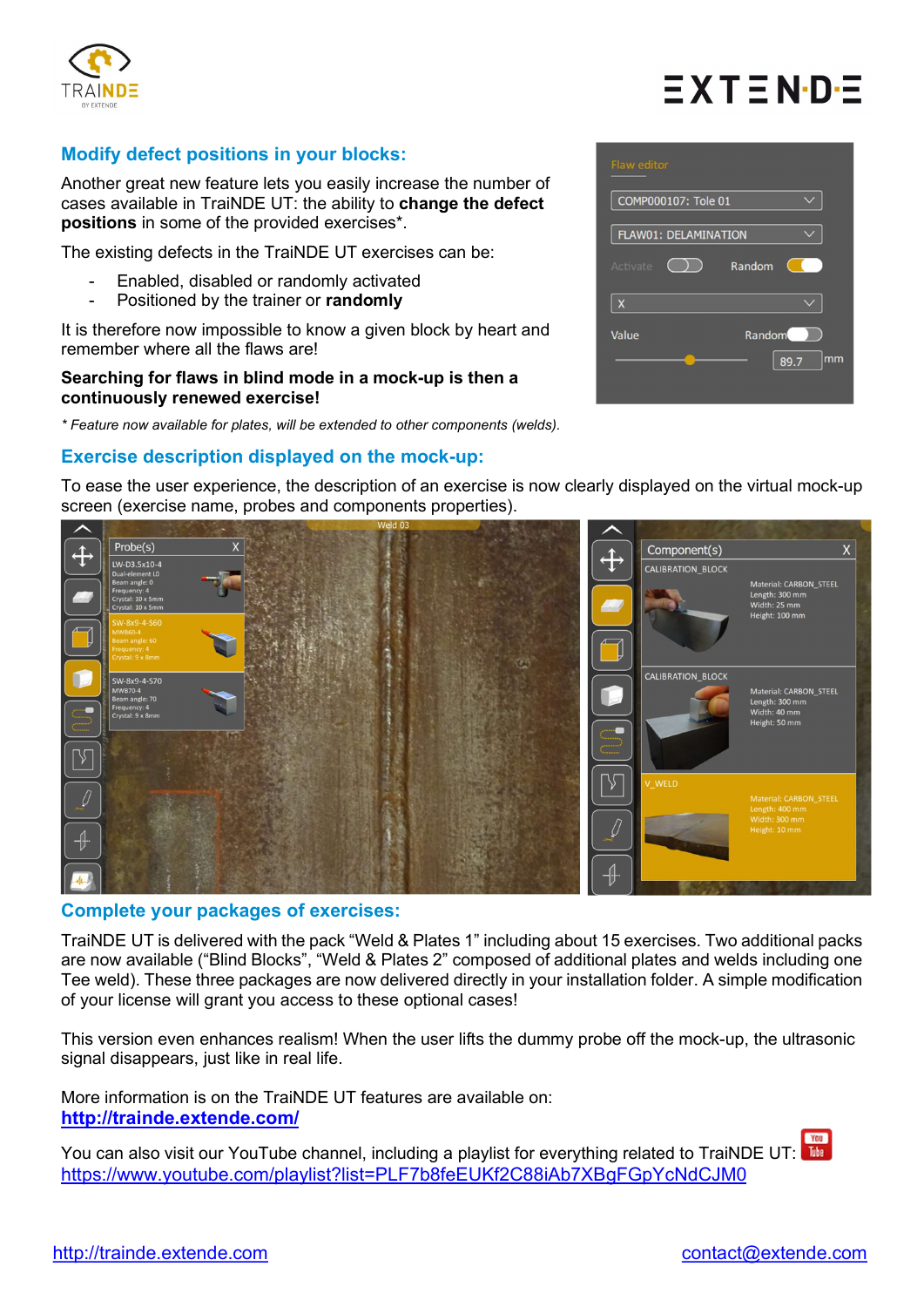## Modify defect positions in your blocks:

Another great new feature lets you easily increase the number of cases available in TraiNDE UT: the ability to **change the defect positions** in some of the provided exercises*.

The existing defects in the TraiNDE UT exercises can be:

- Enabled, disabled or randomly activated
- Positioned by the trainer or **randomly**

It is therefore now impossible to know a given block by heart and remember where all the flaws are!

**Searching for flaws in blind mode in a mock-up is then a continuously renewed exercise!**

*\* Feature now available for plates, will be extended to other components (welds).*

## Exercise description displayed on the mock-up:

To ease the user experience, the description of an exercise is now clearly displayed on the virtual mock-up screen (exercise name, probes and components properties).

## Complete your packages of exercises:

TraiNDE UT is delivered with the pack “Weld & Plates 1” including about 15 exercises. Two additional packs are now available (“Blind Blocks”, “Weld & Plates 2” composed of additional plates and welds including one Tee weld). These three packages are now delivered directly in your installation folder. A simple modification of your license will grant you access to these optional cases!

This version even enhances realism! When the user lifts the dummy probe off the mock-up, the ultrasonic signal disappears, just like in real life.

More information is on the TraiNDE UT features are available on:
**http://trainde.extende.com/**

You can also visit our YouTube channel, including a playlist for everything related to TraiNDE UT:
https://www.youtube.com/playlist?list=PLF7b8feEUKf2C88iAb7XBgFGpYcNdCJM0

http://trainde.extende.com contact@extende.com